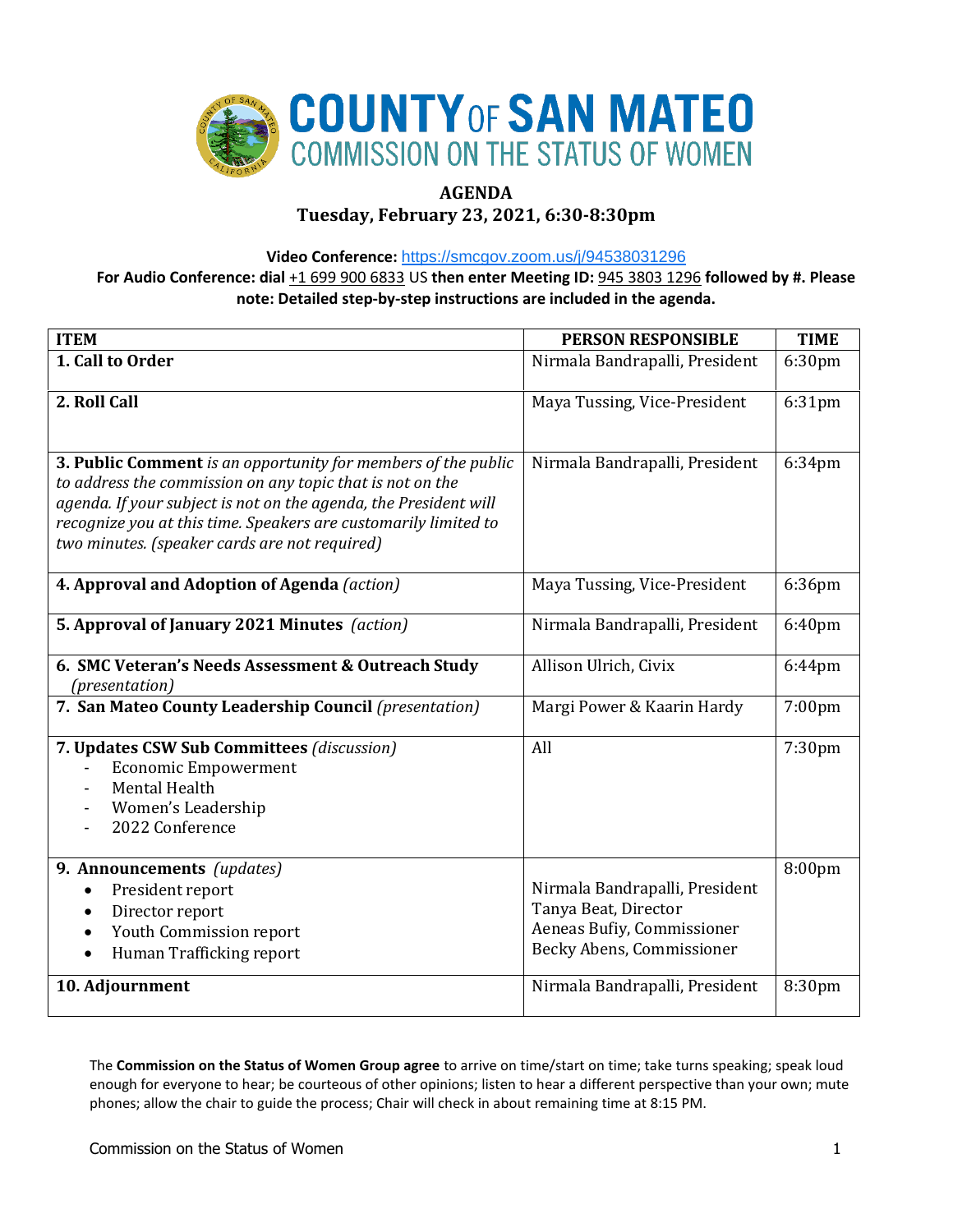# COUNTY OF SAN MATEO
## COMMISSION ON THE STATUS OF WOMEN

**AGENDA**
**Tuesday, February 23, 2021, 6:30-8:30pm**

**Video Conference:** https://smcgov.zoom.us/j/94538031296
**For Audio Conference: dial** +1 699 900 6833 US **then enter Meeting ID:** 945 3803 1296 **followed by #. Please note: Detailed step-by-step instructions are included in the agenda.**

| ITEM | PERSON RESPONSIBLE | TIME |
|---|---|---|
| **1. Call to Order** | Nirmala Bandrapalli, President | 6:30pm |
| **2. Roll Call** | Maya Tussing, Vice-President | 6:31pm |
| **3. Public Comment** *is an opportunity for members of the public to address the commission on any topic that is not on the agenda. If your subject is not on the agenda, the President will recognize you at this time. Speakers are customarily limited to two minutes. (speaker cards are not required)* | Nirmala Bandrapalli, President | 6:34pm |
| **4. Approval and Adoption of Agenda** *(action)* | Maya Tussing, Vice-President | 6:36pm |
| **5. Approval of January 2021 Minutes** *(action)* | Nirmala Bandrapalli, President | 6:40pm |
| **6. SMC Veteran's Needs Assessment & Outreach Study** *(presentation)* | Allison Ulrich, Civix | 6:44pm |
| **7. San Mateo County Leadership Council** *(presentation)* | Margi Power & Kaarin Hardy | 7:00pm |
| **7. Updates CSW Sub Committees** *(discussion)*<br>- Economic Empowerment<br>- Mental Health<br>- Women's Leadership<br>- 2022 Conference | All | 7:30pm |
| **9. Announcements** *(updates)*<br>• President report<br>• Director report<br>• Youth Commission report<br>• Human Trafficking report | Nirmala Bandrapalli, President<br>Tanya Beat, Director<br>Aeneas Bufiy, Commissioner<br>Becky Abens, Commissioner | 8:00pm |
| **10. Adjournment** | Nirmala Bandrapalli, President | 8:30pm |

The **Commission on the Status of Women Group agree** to arrive on time/start on time; take turns speaking; speak loud enough for everyone to hear; be courteous of other opinions; listen to hear a different perspective than your own; mute phones; allow the chair to guide the process; Chair will check in about remaining time at 8:15 PM.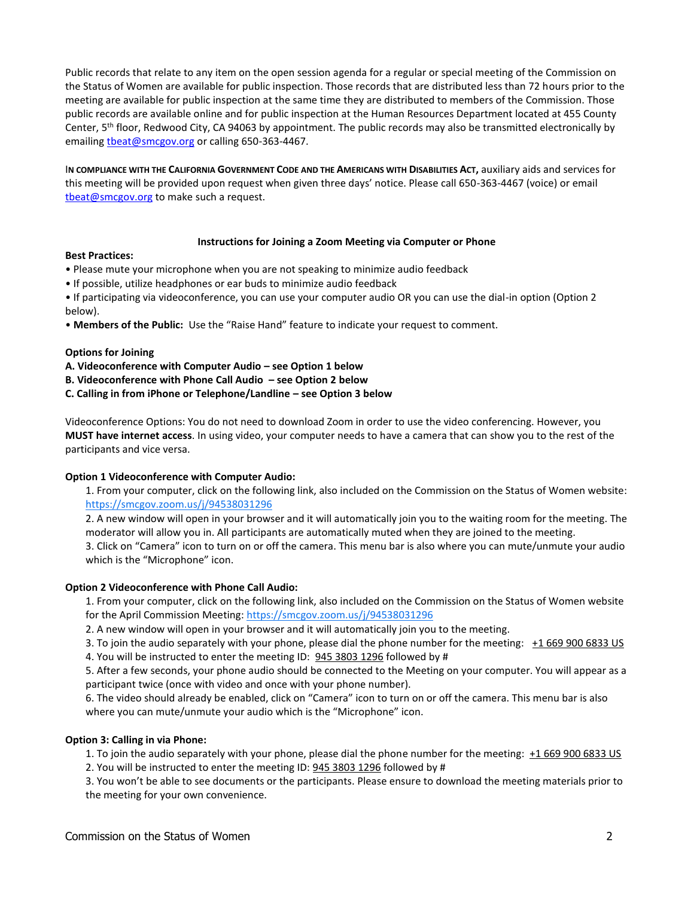Public records that relate to any item on the open session agenda for a regular or special meeting of the Commission on the Status of Women are available for public inspection. Those records that are distributed less than 72 hours prior to the meeting are available for public inspection at the same time they are distributed to members of the Commission. Those public records are available online and for public inspection at the Human Resources Department located at 455 County Center, 5th floor, Redwood City, CA 94063 by appointment. The public records may also be transmitted electronically by emailing tbeat@smcgov.org or calling 650-363-4467.

IN COMPLIANCE WITH THE CALIFORNIA GOVERNMENT CODE AND THE AMERICANS WITH DISABILITIES ACT, auxiliary aids and services for this meeting will be provided upon request when given three days' notice. Please call 650-363-4467 (voice) or email tbeat@smcgov.org to make such a request.

### Instructions for Joining a Zoom Meeting via Computer or Phone

**Best Practices:**

- Please mute your microphone when you are not speaking to minimize audio feedback
- If possible, utilize headphones or ear buds to minimize audio feedback
- If participating via videoconference, you can use your computer audio OR you can use the dial-in option (Option 2 below).
- **Members of the Public:** Use the "Raise Hand" feature to indicate your request to comment.

**Options for Joining**

**A. Videoconference with Computer Audio – see Option 1 below**
**B. Videoconference with Phone Call Audio – see Option 2 below**
**C. Calling in from iPhone or Telephone/Landline – see Option 3 below**

Videoconference Options: You do not need to download Zoom in order to use the video conferencing. However, you **MUST have internet access**. In using video, your computer needs to have a camera that can show you to the rest of the participants and vice versa.

**Option 1 Videoconference with Computer Audio:**

1. From your computer, click on the following link, also included on the Commission on the Status of Women website: https://smcgov.zoom.us/j/94538031296
2. A new window will open in your browser and it will automatically join you to the waiting room for the meeting. The moderator will allow you in. All participants are automatically muted when they are joined to the meeting.
3. Click on "Camera" icon to turn on or off the camera. This menu bar is also where you can mute/unmute your audio which is the "Microphone" icon.

**Option 2 Videoconference with Phone Call Audio:**

1. From your computer, click on the following link, also included on the Commission on the Status of Women website for the April Commission Meeting: https://smcgov.zoom.us/j/94538031296
2. A new window will open in your browser and it will automatically join you to the meeting.
3. To join the audio separately with your phone, please dial the phone number for the meeting: +1 669 900 6833 US
4. You will be instructed to enter the meeting ID: 945 3803 1296 followed by #
5. After a few seconds, your phone audio should be connected to the Meeting on your computer. You will appear as a participant twice (once with video and once with your phone number).
6. The video should already be enabled, click on "Camera" icon to turn on or off the camera. This menu bar is also where you can mute/unmute your audio which is the "Microphone" icon.

**Option 3: Calling in via Phone:**

1. To join the audio separately with your phone, please dial the phone number for the meeting: +1 669 900 6833 US
2. You will be instructed to enter the meeting ID: 945 3803 1296 followed by #
3. You won't be able to see documents or the participants. Please ensure to download the meeting materials prior to the meeting for your own convenience.